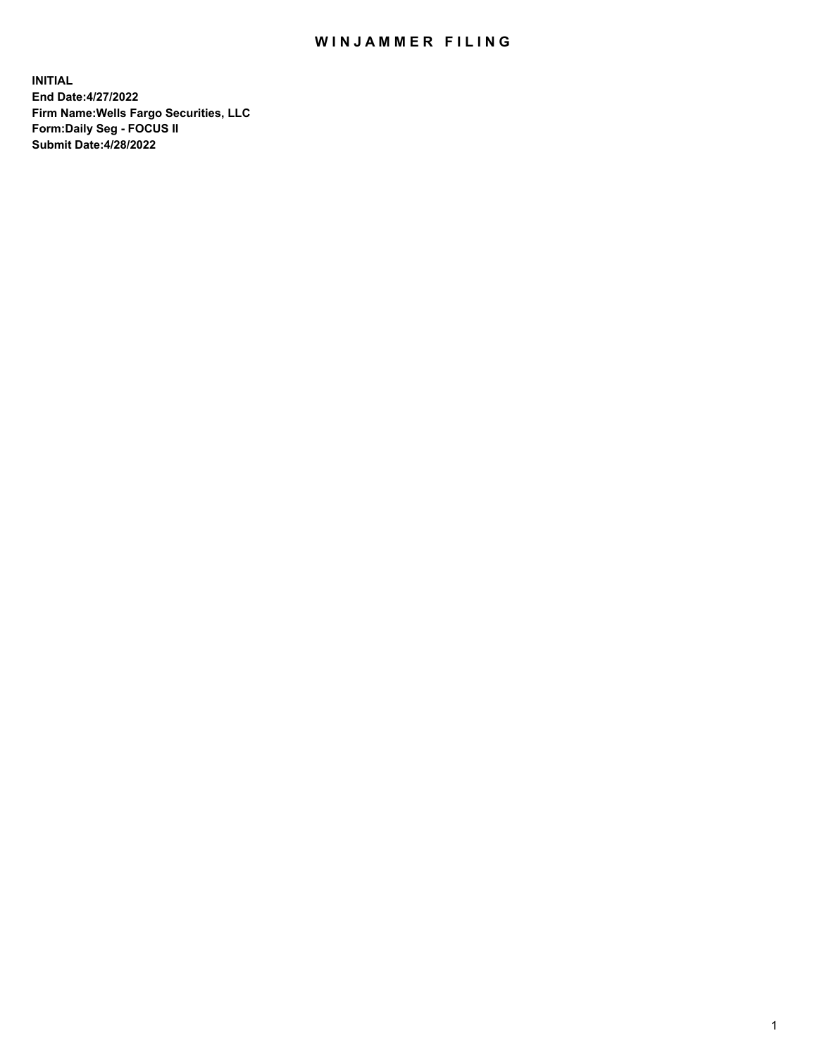# WINJAMMER FILING

**INITIAL**
**End Date:4/27/2022**
**Firm Name:Wells Fargo Securities, LLC**
**Form:Daily Seg - FOCUS II**
**Submit Date:4/28/2022**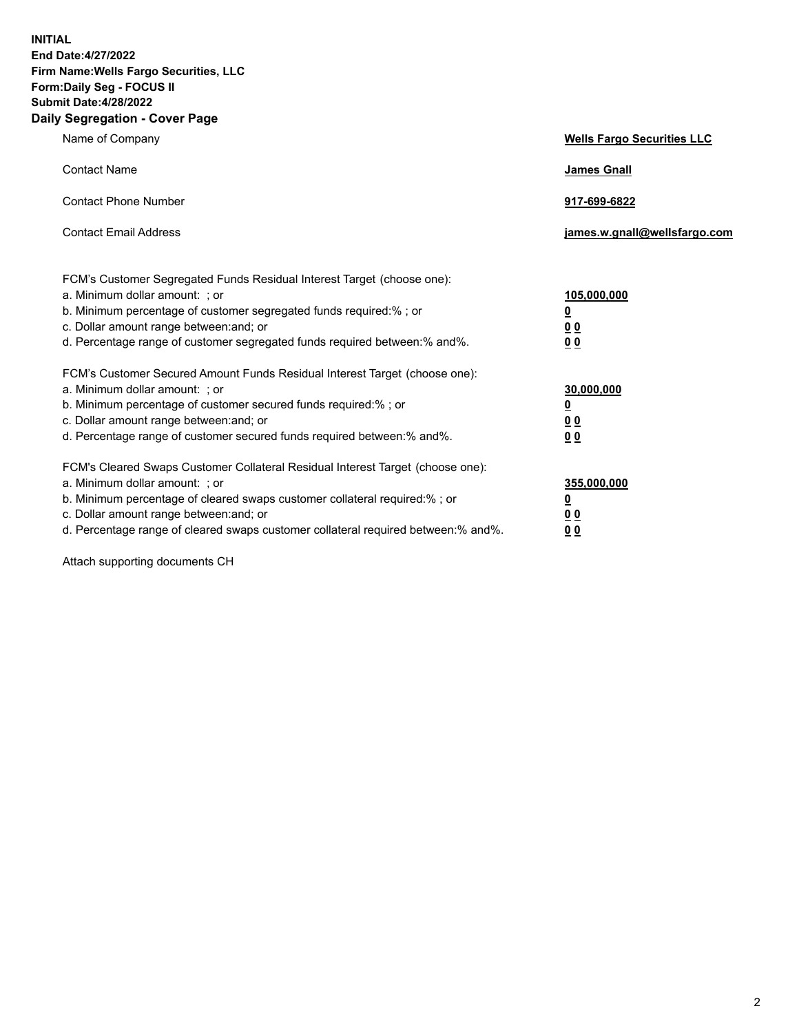**INITIAL**
**End Date:4/27/2022**
**Firm Name:Wells Fargo Securities, LLC**
**Form:Daily Seg - FOCUS II**
**Submit Date:4/28/2022**

## Daily Segregation - Cover Page

| | |
|---|---|
| Name of Company | **Wells Fargo Securities LLC** |
| Contact Name | **James Gnall** |
| Contact Phone Number | **917-699-6822** |
| Contact Email Address | **james.w.gnall@wellsfargo.com** |

| | |
|---|---|
| FCM's Customer Segregated Funds Residual Interest Target (choose one): | |
| a. Minimum dollar amount: ; or | **105,000,000** |
| b. Minimum percentage of customer segregated funds required:% ; or | **0** |
| c. Dollar amount range between:and; or | **0 0** |
| d. Percentage range of customer segregated funds required between:% and%. | **0 0** |
| FCM's Customer Secured Amount Funds Residual Interest Target (choose one): | |
| a. Minimum dollar amount: ; or | **30,000,000** |
| b. Minimum percentage of customer secured funds required:% ; or | **0** |
| c. Dollar amount range between:and; or | **0 0** |
| d. Percentage range of customer secured funds required between:% and%. | **0 0** |
| FCM's Cleared Swaps Customer Collateral Residual Interest Target (choose one): | |
| a. Minimum dollar amount: ; or | **355,000,000** |
| b. Minimum percentage of cleared swaps customer collateral required:% ; or | **0** |
| c. Dollar amount range between:and; or | **0 0** |
| d. Percentage range of cleared swaps customer collateral required between:% and%. | **0 0** |

Attach supporting documents CH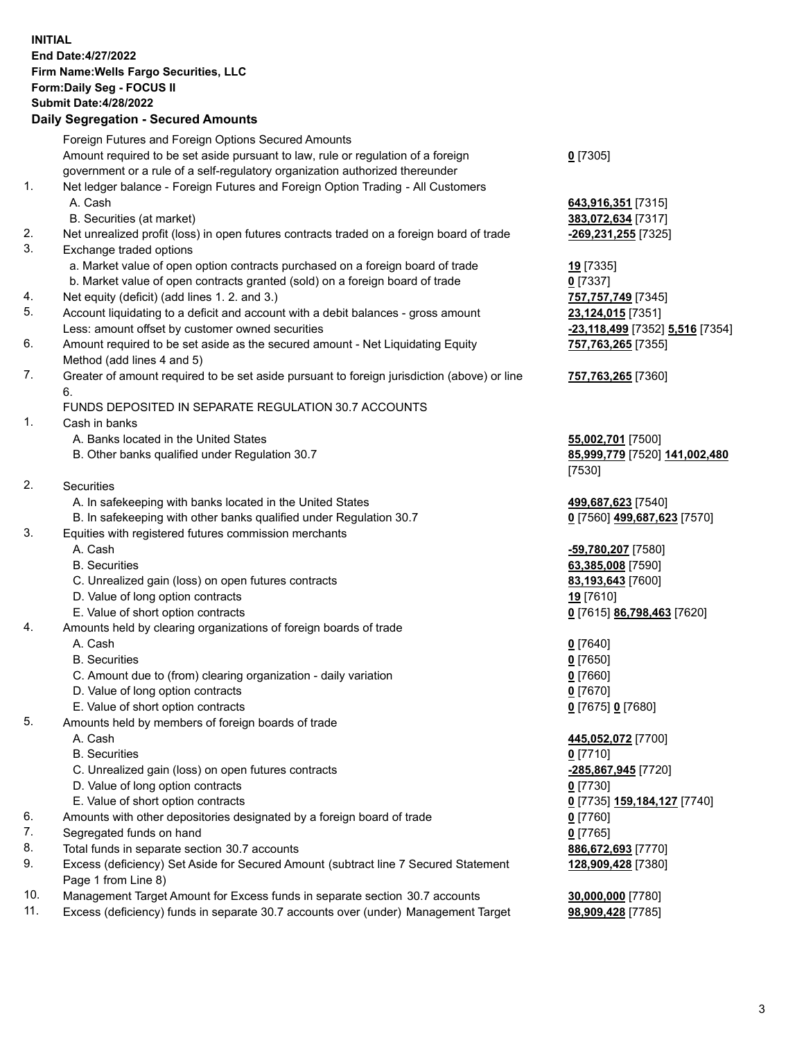**INITIAL**
**End Date:4/27/2022**
**Firm Name:Wells Fargo Securities, LLC**
**Form:Daily Seg - FOCUS II**
**Submit Date:4/28/2022**

## Daily Segregation - Secured Amounts

| | | |
|---|---|---|
| | Foreign Futures and Foreign Options Secured Amounts | |
| | Amount required to be set aside pursuant to law, rule or regulation of a foreign government or a rule of a self-regulatory organization authorized thereunder | **0** [7305] |
| 1. | Net ledger balance - Foreign Futures and Foreign Option Trading - All Customers | |
| | A. Cash | **643,916,351** [7315] |
| | B. Securities (at market) | **383,072,634** [7317] |
| 2. | Net unrealized profit (loss) in open futures contracts traded on a foreign board of trade | **-269,231,255** [7325] |
| 3. | Exchange traded options | |
| | a. Market value of open option contracts purchased on a foreign board of trade | **19** [7335] |
| | b. Market value of open contracts granted (sold) on a foreign board of trade | **0** [7337] |
| 4. | Net equity (deficit) (add lines 1. 2. and 3.) | **757,757,749** [7345] |
| 5. | Account liquidating to a deficit and account with a debit balances - gross amount | **23,124,015** [7351] |
| | Less: amount offset by customer owned securities | **-23,118,499** [7352] **5,516** [7354] |
| 6. | Amount required to be set aside as the secured amount - Net Liquidating Equity Method (add lines 4 and 5) | **757,763,265** [7355] |
| 7. | Greater of amount required to be set aside pursuant to foreign jurisdiction (above) or line 6. | **757,763,265** [7360] |
| | FUNDS DEPOSITED IN SEPARATE REGULATION 30.7 ACCOUNTS | |
| 1. | Cash in banks | |
| | A. Banks located in the United States | **55,002,701** [7500] |
| | B. Other banks qualified under Regulation 30.7 | **85,999,779** [7520] **141,002,480** [7530] |
| 2. | Securities | |
| | A. In safekeeping with banks located in the United States | **499,687,623** [7540] |
| | B. In safekeeping with other banks qualified under Regulation 30.7 | **0** [7560] **499,687,623** [7570] |
| 3. | Equities with registered futures commission merchants | |
| | A. Cash | **-59,780,207** [7580] |
| | B. Securities | **63,385,008** [7590] |
| | C. Unrealized gain (loss) on open futures contracts | **83,193,643** [7600] |
| | D. Value of long option contracts | **19** [7610] |
| | E. Value of short option contracts | **0** [7615] **86,798,463** [7620] |
| 4. | Amounts held by clearing organizations of foreign boards of trade | |
| | A. Cash | **0** [7640] |
| | B. Securities | **0** [7650] |
| | C. Amount due to (from) clearing organization - daily variation | **0** [7660] |
| | D. Value of long option contracts | **0** [7670] |
| | E. Value of short option contracts | **0** [7675] **0** [7680] |
| 5. | Amounts held by members of foreign boards of trade | |
| | A. Cash | **445,052,072** [7700] |
| | B. Securities | **0** [7710] |
| | C. Unrealized gain (loss) on open futures contracts | **-285,867,945** [7720] |
| | D. Value of long option contracts | **0** [7730] |
| | E. Value of short option contracts | **0** [7735] **159,184,127** [7740] |
| 6. | Amounts with other depositories designated by a foreign board of trade | **0** [7760] |
| 7. | Segregated funds on hand | **0** [7765] |
| 8. | Total funds in separate section 30.7 accounts | **886,672,693** [7770] |
| 9. | Excess (deficiency) Set Aside for Secured Amount (subtract line 7 Secured Statement Page 1 from Line 8) | **128,909,428** [7380] |
| 10. | Management Target Amount for Excess funds in separate section 30.7 accounts | **30,000,000** [7780] |
| 11. | Excess (deficiency) funds in separate 30.7 accounts over (under) Management Target | **98,909,428** [7785] |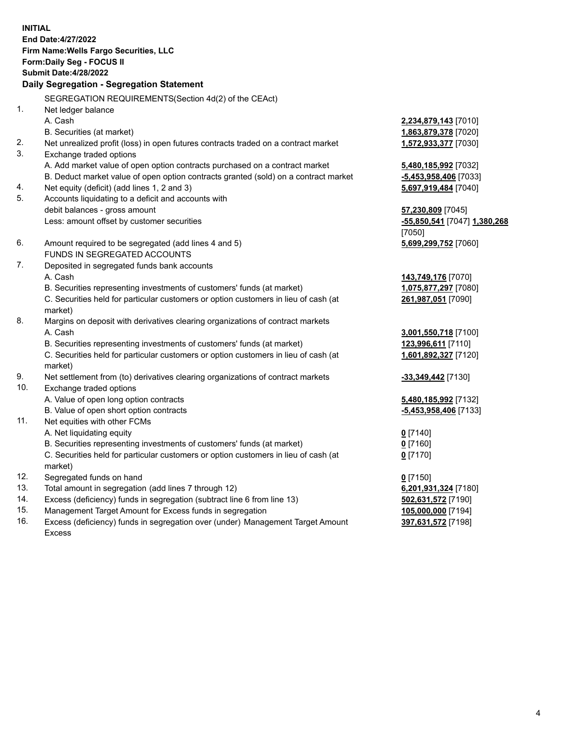**INITIAL**
**End Date:4/27/2022**
**Firm Name:Wells Fargo Securities, LLC**
**Form:Daily Seg - FOCUS II**
**Submit Date:4/28/2022**

## Daily Segregation - Segregation Statement

| | | |
|---|---|---|
| | SEGREGATION REQUIREMENTS(Section 4d(2) of the CEAct) | |
| 1. | Net ledger balance | |
| | A. Cash | **2,234,879,143** [7010] |
| | B. Securities (at market) | **1,863,879,378** [7020] |
| 2. | Net unrealized profit (loss) in open futures contracts traded on a contract market | **1,572,933,377** [7030] |
| 3. | Exchange traded options | |
| | A. Add market value of open option contracts purchased on a contract market | **5,480,185,992** [7032] |
| | B. Deduct market value of open option contracts granted (sold) on a contract market | **-5,453,958,406** [7033] |
| 4. | Net equity (deficit) (add lines 1, 2 and 3) | **5,697,919,484** [7040] |
| 5. | Accounts liquidating to a deficit and accounts with debit balances - gross amount | **57,230,809** [7045] |
| | Less: amount offset by customer securities | **-55,850,541** [7047] **1,380,268** [7050] |
| 6. | Amount required to be segregated (add lines 4 and 5) | **5,699,299,752** [7060] |
| | FUNDS IN SEGREGATED ACCOUNTS | |
| 7. | Deposited in segregated funds bank accounts | |
| | A. Cash | **143,749,176** [7070] |
| | B. Securities representing investments of customers' funds (at market) | **1,075,877,297** [7080] |
| | C. Securities held for particular customers or option customers in lieu of cash (at market) | **261,987,051** [7090] |
| 8. | Margins on deposit with derivatives clearing organizations of contract markets | |
| | A. Cash | **3,001,550,718** [7100] |
| | B. Securities representing investments of customers' funds (at market) | **123,996,611** [7110] |
| | C. Securities held for particular customers or option customers in lieu of cash (at market) | **1,601,892,327** [7120] |
| 9. | Net settlement from (to) derivatives clearing organizations of contract markets | **-33,349,442** [7130] |
| 10. | Exchange traded options | |
| | A. Value of open long option contracts | **5,480,185,992** [7132] |
| | B. Value of open short option contracts | **-5,453,958,406** [7133] |
| 11. | Net equities with other FCMs | |
| | A. Net liquidating equity | **0** [7140] |
| | B. Securities representing investments of customers' funds (at market) | **0** [7160] |
| | C. Securities held for particular customers or option customers in lieu of cash (at market) | **0** [7170] |
| 12. | Segregated funds on hand | **0** [7150] |
| 13. | Total amount in segregation (add lines 7 through 12) | **6,201,931,324** [7180] |
| 14. | Excess (deficiency) funds in segregation (subtract line 6 from line 13) | **502,631,572** [7190] |
| 15. | Management Target Amount for Excess funds in segregation | **105,000,000** [7194] |
| 16. | Excess (deficiency) funds in segregation over (under) Management Target Amount Excess | **397,631,572** [7198] |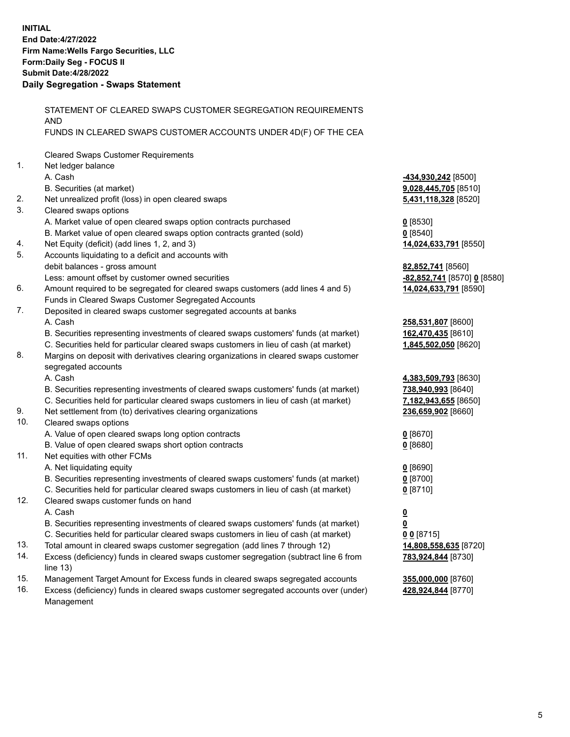**INITIAL**
**End Date:4/27/2022**
**Firm Name:Wells Fargo Securities, LLC**
**Form:Daily Seg - FOCUS II**
**Submit Date:4/28/2022**
**Daily Segregation - Swaps Statement**

STATEMENT OF CLEARED SWAPS CUSTOMER SEGREGATION REQUIREMENTS AND
FUNDS IN CLEARED SWAPS CUSTOMER ACCOUNTS UNDER 4D(F) OF THE CEA

| | | |
|---|---|---|
| | Cleared Swaps Customer Requirements | |
| 1. | Net ledger balance | |
| | A. Cash | **-434,930,242** [8500] |
| | B. Securities (at market) | **9,028,445,705** [8510] |
| 2. | Net unrealized profit (loss) in open cleared swaps | **5,431,118,328** [8520] |
| 3. | Cleared swaps options | |
| | A. Market value of open cleared swaps option contracts purchased | **0** [8530] |
| | B. Market value of open cleared swaps option contracts granted (sold) | **0** [8540] |
| 4. | Net Equity (deficit) (add lines 1, 2, and 3) | **14,024,633,791** [8550] |
| 5. | Accounts liquidating to a deficit and accounts with debit balances - gross amount | **82,852,741** [8560] |
| | Less: amount offset by customer owned securities | **-82,852,741** [8570] **0** [8580] |
| 6. | Amount required to be segregated for cleared swaps customers (add lines 4 and 5) | **14,024,633,791** [8590] |
| | Funds in Cleared Swaps Customer Segregated Accounts | |
| 7. | Deposited in cleared swaps customer segregated accounts at banks | |
| | A. Cash | **258,531,807** [8600] |
| | B. Securities representing investments of cleared swaps customers' funds (at market) | **162,470,435** [8610] |
| | C. Securities held for particular cleared swaps customers in lieu of cash (at market) | **1,845,502,050** [8620] |
| 8. | Margins on deposit with derivatives clearing organizations in cleared swaps customer segregated accounts | |
| | A. Cash | **4,383,509,793** [8630] |
| | B. Securities representing investments of cleared swaps customers' funds (at market) | **738,940,993** [8640] |
| | C. Securities held for particular cleared swaps customers in lieu of cash (at market) | **7,182,943,655** [8650] |
| 9. | Net settlement from (to) derivatives clearing organizations | **236,659,902** [8660] |
| 10. | Cleared swaps options | |
| | A. Value of open cleared swaps long option contracts | **0** [8670] |
| | B. Value of open cleared swaps short option contracts | **0** [8680] |
| 11. | Net equities with other FCMs | |
| | A. Net liquidating equity | **0** [8690] |
| | B. Securities representing investments of cleared swaps customers' funds (at market) | **0** [8700] |
| | C. Securities held for particular cleared swaps customers in lieu of cash (at market) | **0** [8710] |
| 12. | Cleared swaps customer funds on hand | |
| | A. Cash | **0** |
| | B. Securities representing investments of cleared swaps customers' funds (at market) | **0** |
| | C. Securities held for particular cleared swaps customers in lieu of cash (at market) | **0** **0** [8715] |
| 13. | Total amount in cleared swaps customer segregation (add lines 7 through 12) | **14,808,558,635** [8720] |
| 14. | Excess (deficiency) funds in cleared swaps customer segregation (subtract line 6 from line 13) | **783,924,844** [8730] |
| 15. | Management Target Amount for Excess funds in cleared swaps segregated accounts | **355,000,000** [8760] |
| 16. | Excess (deficiency) funds in cleared swaps customer segregated accounts over (under) Management | **428,924,844** [8770] |